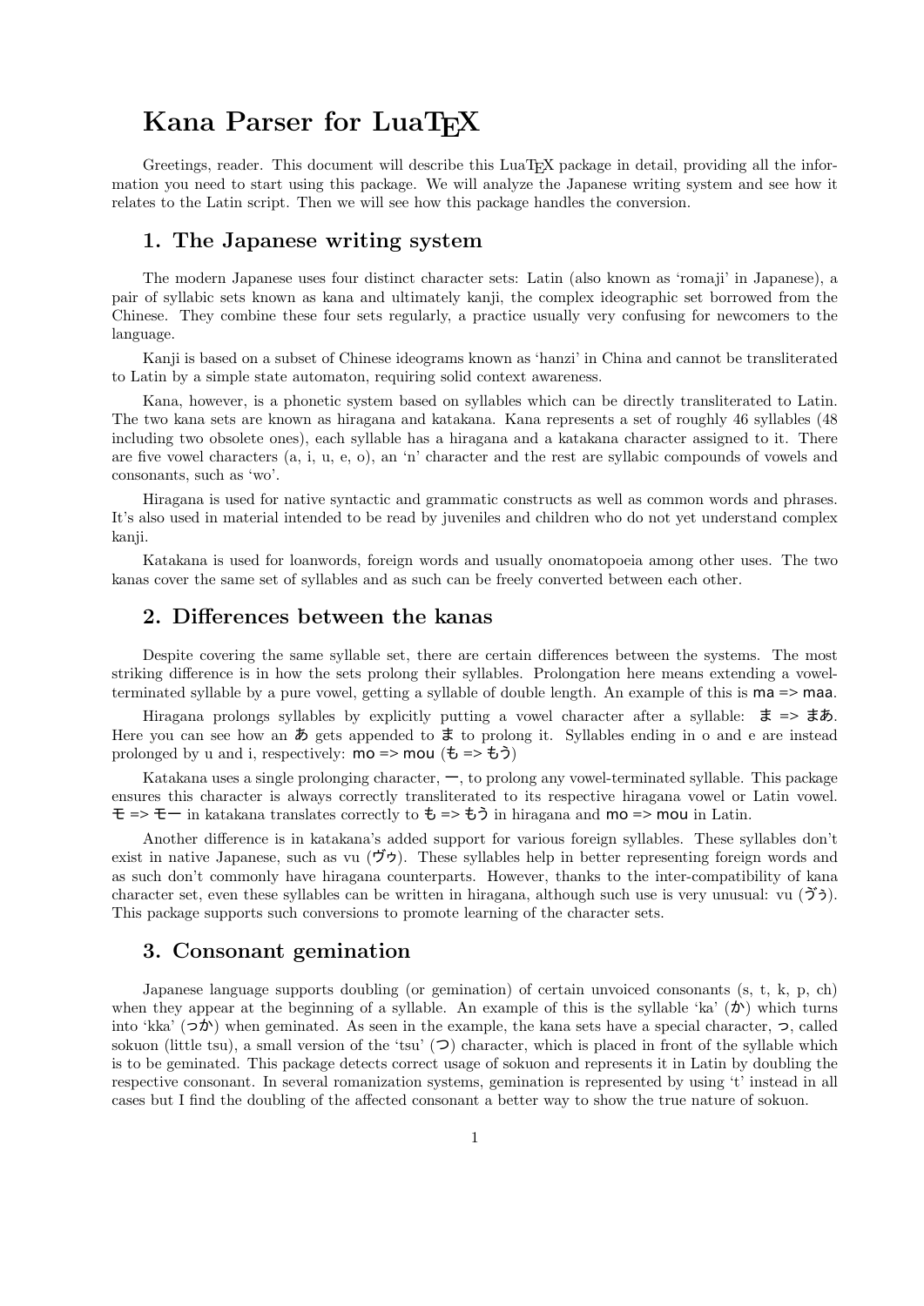# Kana Parser for LuaTEX

Greetings, reader. This document will describe this LuaTEX package in detail, providing all the information you need to start using this package. We will analyze the Japanese writing system and see how it relates to the Latin script. Then we will see how this package handles the conversion.

## 1. The Japanese writing system

The modern Japanese uses four distinct character sets: Latin (also known as 'romaji' in Japanese), a pair of syllabic sets known as kana and ultimately kanji, the complex ideographic set borrowed from the Chinese. They combine these four sets regularly, a practice usually very confusing for newcomers to the language.

Kanji is based on a subset of Chinese ideograms known as 'hanzi' in China and cannot be transliterated to Latin by a simple state automaton, requiring solid context awareness.

Kana, however, is a phonetic system based on syllables which can be directly transliterated to Latin. The two kana sets are known as hiragana and katakana. Kana represents a set of roughly 46 syllables (48 including two obsolete ones), each syllable has a hiragana and a katakana character assigned to it. There are five vowel characters (a, i, u, e, o), an 'n' character and the rest are syllabic compounds of vowels and consonants, such as 'wo'.

Hiragana is used for native syntactic and grammatic constructs as well as common words and phrases. It's also used in material intended to be read by juveniles and children who do not yet understand complex kanji.

Katakana is used for loanwords, foreign words and usually onomatopoeia among other uses. The two kanas cover the same set of syllables and as such can be freely converted between each other.

## 2. Differences between the kanas

Despite covering the same syllable set, there are certain differences between the systems. The most striking difference is in how the sets prolong their syllables. Prolongation here means extending a vowel-terminated syllable by a pure vowel, getting a syllable of double length. An example of this is ma => maa.

Hiragana prolongs syllables by explicitly putting a vowel character after a syllable: ま => まあ. Here you can see how an あ gets appended to ま to prolong it. Syllables ending in o and e are instead prolonged by u and i, respectively: mo => mou (も => もう)

Katakana uses a single prolonging character, ー, to prolong any vowel-terminated syllable. This package ensures this character is always correctly transliterated to its respective hiragana vowel or Latin vowel. モ => モー in katakana translates correctly to も => もう in hiragana and mo => mou in Latin.

Another difference is in katakana's added support for various foreign syllables. These syllables don't exist in native Japanese, such as vu (ヴゥ). These syllables help in better representing foreign words and as such don't commonly have hiragana counterparts. However, thanks to the inter-compatibility of kana character set, even these syllables can be written in hiragana, although such use is very unusual: vu (ゔぅ). This package supports such conversions to promote learning of the character sets.

## 3. Consonant gemination

Japanese language supports doubling (or gemination) of certain unvoiced consonants (s, t, k, p, ch) when they appear at the beginning of a syllable. An example of this is the syllable 'ka' (か) which turns into 'kka' (っか) when geminated. As seen in the example, the kana sets have a special character, っ, called sokuon (little tsu), a small version of the 'tsu' (つ) character, which is placed in front of the syllable which is to be geminated. This package detects correct usage of sokuon and represents it in Latin by doubling the respective consonant. In several romanization systems, gemination is represented by using 't' instead in all cases but I find the doubling of the affected consonant a better way to show the true nature of sokuon.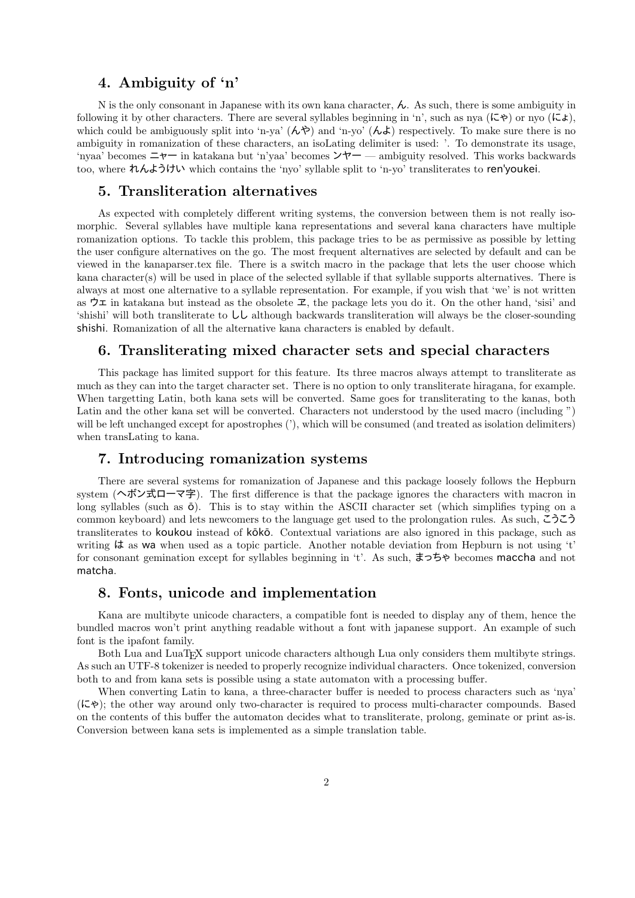## 4. Ambiguity of 'n'

N is the only consonant in Japanese with its own kana character, ん. As such, there is some ambiguity in following it by other characters. There are several syllables beginning in 'n', such as nya (にゃ) or nyo (にょ), which could be ambiguously split into 'n-ya' (んや) and 'n-yo' (んよ) respectively. To make sure there is no ambiguity in romanization of these characters, an isoLating delimiter is used: '. To demonstrate its usage, 'nyaa' becomes ニャー in katakana but 'n'yaa' becomes ンヤー — ambiguity resolved. This works backwards too, where れんようけい which contains the 'nyo' syllable split to 'n-yo' transliterates to ren'youkei.

## 5. Transliteration alternatives

As expected with completely different writing systems, the conversion between them is not really isomorphic. Several syllables have multiple kana representations and several kana characters have multiple romanization options. To tackle this problem, this package tries to be as permissive as possible by letting the user configure alternatives on the go. The most frequent alternatives are selected by default and can be viewed in the kanaparser.tex file. There is a switch macro in the package that lets the user choose which kana character(s) will be used in place of the selected syllable if that syllable supports alternatives. There is always at most one alternative to a syllable representation. For example, if you wish that 'we' is not written as ウェ in katakana but instead as the obsolete ヱ, the package lets you do it. On the other hand, 'sisi' and 'shishi' will both transliterate to しし although backwards transliteration will always be the closer-sounding shishi. Romanization of all the alternative kana characters is enabled by default.

## 6. Transliterating mixed character sets and special characters

This package has limited support for this feature. Its three macros always attempt to transliterate as much as they can into the target character set. There is no option to only transliterate hiragana, for example. When targetting Latin, both kana sets will be converted. Same goes for transliterating to the kanas, both Latin and the other kana set will be converted. Characters not understood by the used macro (including ") will be left unchanged except for apostrophes ('), which will be consumed (and treated as isolation delimiters) when transLating to kana.

## 7. Introducing romanization systems

There are several systems for romanization of Japanese and this package loosely follows the Hepburn system (ヘボン式ローマ字). The first difference is that the package ignores the characters with macron in long syllables (such as ō). This is to stay within the ASCII character set (which simplifies typing on a common keyboard) and lets newcomers to the language get used to the prolongation rules. As such, こうこう transliterates to koukou instead of kōkō. Contextual variations are also ignored in this package, such as writing は as wa when used as a topic particle. Another notable deviation from Hepburn is not using 't' for consonant gemination except for syllables beginning in 't'. As such, まっちゃ becomes maccha and not matcha.

## 8. Fonts, unicode and implementation

Kana are multibyte unicode characters, a compatible font is needed to display any of them, hence the bundled macros won't print anything readable without a font with japanese support. An example of such font is the ipafont family.

Both Lua and LuaTEX support unicode characters although Lua only considers them multibyte strings. As such an UTF-8 tokenizer is needed to properly recognize individual characters. Once tokenized, conversion both to and from kana sets is possible using a state automaton with a processing buffer.

When converting Latin to kana, a three-character buffer is needed to process characters such as 'nya' (にゃ); the other way around only two-character is required to process multi-character compounds. Based on the contents of this buffer the automaton decides what to transliterate, prolong, geminate or print as-is. Conversion between kana sets is implemented as a simple translation table.